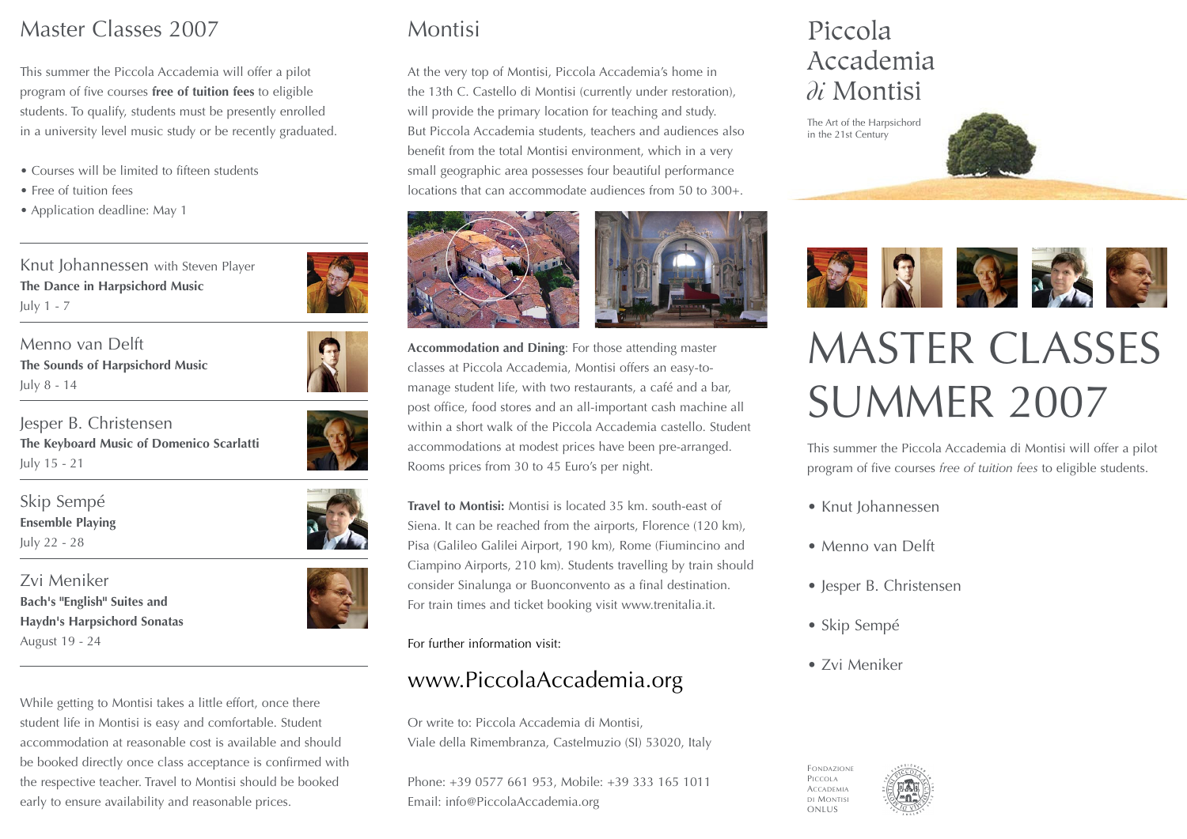# Master Classes 2007

This summer the Piccola Accademia will offer a pilot program of five courses **free of tuition fees** to eligible students. To qualify, students must be presently enrolled in a university level music study or be recently graduated.

- Courses will be limited to fifteen students
- Free of tuition fees
- Application deadline: May 1

---

Knut Johannessen with Steven Player
**The Dance in Harpsichord Music**
July 1 - 7

Menno van Delft
**The Sounds of Harpsichord Music**
July 8 - 14

Jesper B. Christensen
**The Keyboard Music of Domenico Scarlatti**
July 15 - 21

Skip Sempé
**Ensemble Playing**
July 22 - 28

Zvi Meniker
**Bach's "English" Suites and Haydn's Harpsichord Sonatas**
August 19 - 24

---

While getting to Montisi takes a little effort, once there student life in Montisi is easy and comfortable. Student accommodation at reasonable cost is available and should be booked directly once class acceptance is confirmed with the respective teacher. Travel to Montisi should be booked early to ensure availability and reasonable prices.

# Montisi

At the very top of Montisi, Piccola Accademia's home in the 13th C. Castello di Montisi (currently under restoration), will provide the primary location for teaching and study. But Piccola Accademia students, teachers and audiences also benefit from the total Montisi environment, which in a very small geographic area possesses four beautiful performance locations that can accommodate audiences from 50 to 300+.

**Accommodation and Dining**: For those attending master classes at Piccola Accademia, Montisi offers an easy-to-manage student life, with two restaurants, a café and a bar, post office, food stores and an all-important cash machine all within a short walk of the Piccola Accademia castello. Student accommodations at modest prices have been pre-arranged. Rooms prices from 30 to 45 Euro's per night.

**Travel to Montisi:** Montisi is located 35 km. south-east of Siena. It can be reached from the airports, Florence (120 km), Pisa (Galileo Galilei Airport, 190 km), Rome (Fiumincino and Ciampino Airports, 210 km). Students travelling by train should consider Sinalunga or Buonconvento as a final destination. For train times and ticket booking visit www.trenitalia.it.

For further information visit:

## www.PiccolaAccademia.org

Or write to: Piccola Accademia di Montisi,
Viale della Rimembranza, Castelmuzio (SI) 53020, Italy

Phone: +39 0577 661 953, Mobile: +39 333 165 1011
Email: info@PiccolaAccademia.org

# Piccola Accademia ∂i Montisi

The Art of the Harpsichord in the 21st Century

# MASTER CLASSES SUMMER 2007

This summer the Piccola Accademia di Montisi will offer a pilot program of five courses *free of tuition fees* to eligible students.

- Knut Johannessen
- Menno van Delft
- Jesper B. Christensen
- Skip Sempé
- Zvi Meniker

Fondazione Piccola Accademia di Montisi ONLUS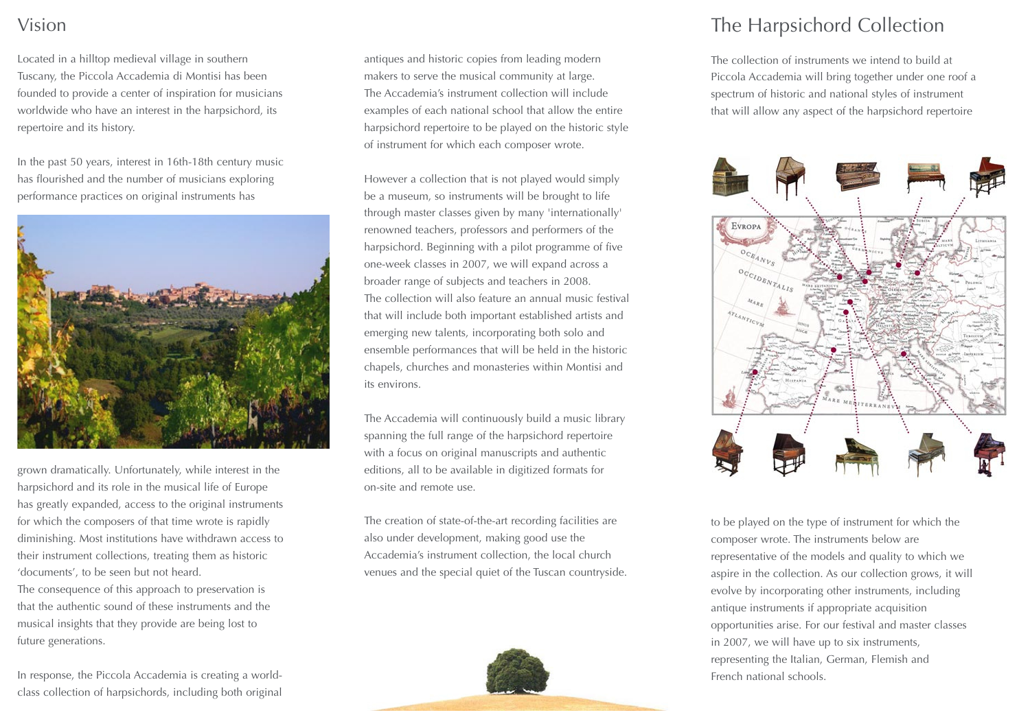# Vision

Located in a hilltop medieval village in southern Tuscany, the Piccola Accademia di Montisi has been founded to provide a center of inspiration for musicians worldwide who have an interest in the harpsichord, its repertoire and its history.

In the past 50 years, interest in 16th-18th century music has flourished and the number of musicians exploring performance practices on original instruments has grown dramatically. Unfortunately, while interest in the harpsichord and its role in the musical life of Europe has greatly expanded, access to the original instruments for which the composers of that time wrote is rapidly diminishing. Most institutions have withdrawn access to their instrument collections, treating them as historic 'documents', to be seen but not heard.
The consequence of this approach to preservation is that the authentic sound of these instruments and the musical insights that they provide are being lost to future generations.

In response, the Piccola Accademia is creating a world-class collection of harpsichords, including both original antiques and historic copies from leading modern makers to serve the musical community at large.
The Accademia's instrument collection will include examples of each national school that allow the entire harpsichord repertoire to be played on the historic style of instrument for which each composer wrote.

However a collection that is not played would simply be a museum, so instruments will be brought to life through master classes given by many 'internationally' renowned teachers, professors and performers of the harpsichord. Beginning with a pilot programme of five one-week classes in 2007, we will expand across a broader range of subjects and teachers in 2008.
The collection will also feature an annual music festival that will include both important established artists and emerging new talents, incorporating both solo and ensemble performances that will be held in the historic chapels, churches and monasteries within Montisi and its environs.

The Accademia will continuously build a music library spanning the full range of the harpsichord repertoire with a focus on original manuscripts and authentic editions, all to be available in digitized formats for on-site and remote use.

The creation of state-of-the-art recording facilities are also under development, making good use the Accademia's instrument collection, the local church venues and the special quiet of the Tuscan countryside.

# The Harpsichord Collection

The collection of instruments we intend to build at Piccola Accademia will bring together under one roof a spectrum of historic and national styles of instrument that will allow any aspect of the harpsichord repertoire to be played on the type of instrument for which the composer wrote. The instruments below are representative of the models and quality to which we aspire in the collection. As our collection grows, it will evolve by incorporating other instruments, including antique instruments if appropriate acquisition opportunities arise. For our festival and master classes in 2007, we will have up to six instruments, representing the Italian, German, Flemish and French national schools.